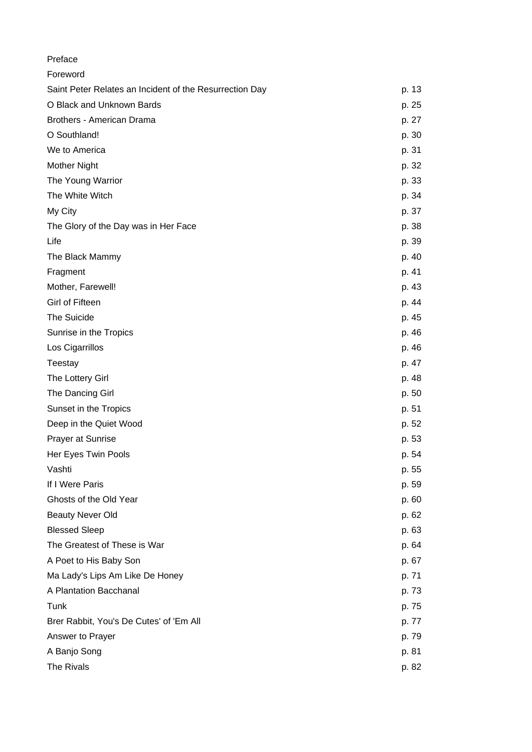| | |
|---|---|
| Preface | |
| Foreword | |
| Saint Peter Relates an Incident of the Resurrection Day | p. 13 |
| O Black and Unknown Bards | p. 25 |
| Brothers - American Drama | p. 27 |
| O Southland! | p. 30 |
| We to America | p. 31 |
| Mother Night | p. 32 |
| The Young Warrior | p. 33 |
| The White Witch | p. 34 |
| My City | p. 37 |
| The Glory of the Day was in Her Face | p. 38 |
| Life | p. 39 |
| The Black Mammy | p. 40 |
| Fragment | p. 41 |
| Mother, Farewell! | p. 43 |
| Girl of Fifteen | p. 44 |
| The Suicide | p. 45 |
| Sunrise in the Tropics | p. 46 |
| Los Cigarrillos | p. 46 |
| Teestay | p. 47 |
| The Lottery Girl | p. 48 |
| The Dancing Girl | p. 50 |
| Sunset in the Tropics | p. 51 |
| Deep in the Quiet Wood | p. 52 |
| Prayer at Sunrise | p. 53 |
| Her Eyes Twin Pools | p. 54 |
| Vashti | p. 55 |
| If I Were Paris | p. 59 |
| Ghosts of the Old Year | p. 60 |
| Beauty Never Old | p. 62 |
| Blessed Sleep | p. 63 |
| The Greatest of These is War | p. 64 |
| A Poet to His Baby Son | p. 67 |
| Ma Lady's Lips Am Like De Honey | p. 71 |
| A Plantation Bacchanal | p. 73 |
| Tunk | p. 75 |
| Brer Rabbit, You's De Cutes' of 'Em All | p. 77 |
| Answer to Prayer | p. 79 |
| A Banjo Song | p. 81 |
| The Rivals | p. 82 |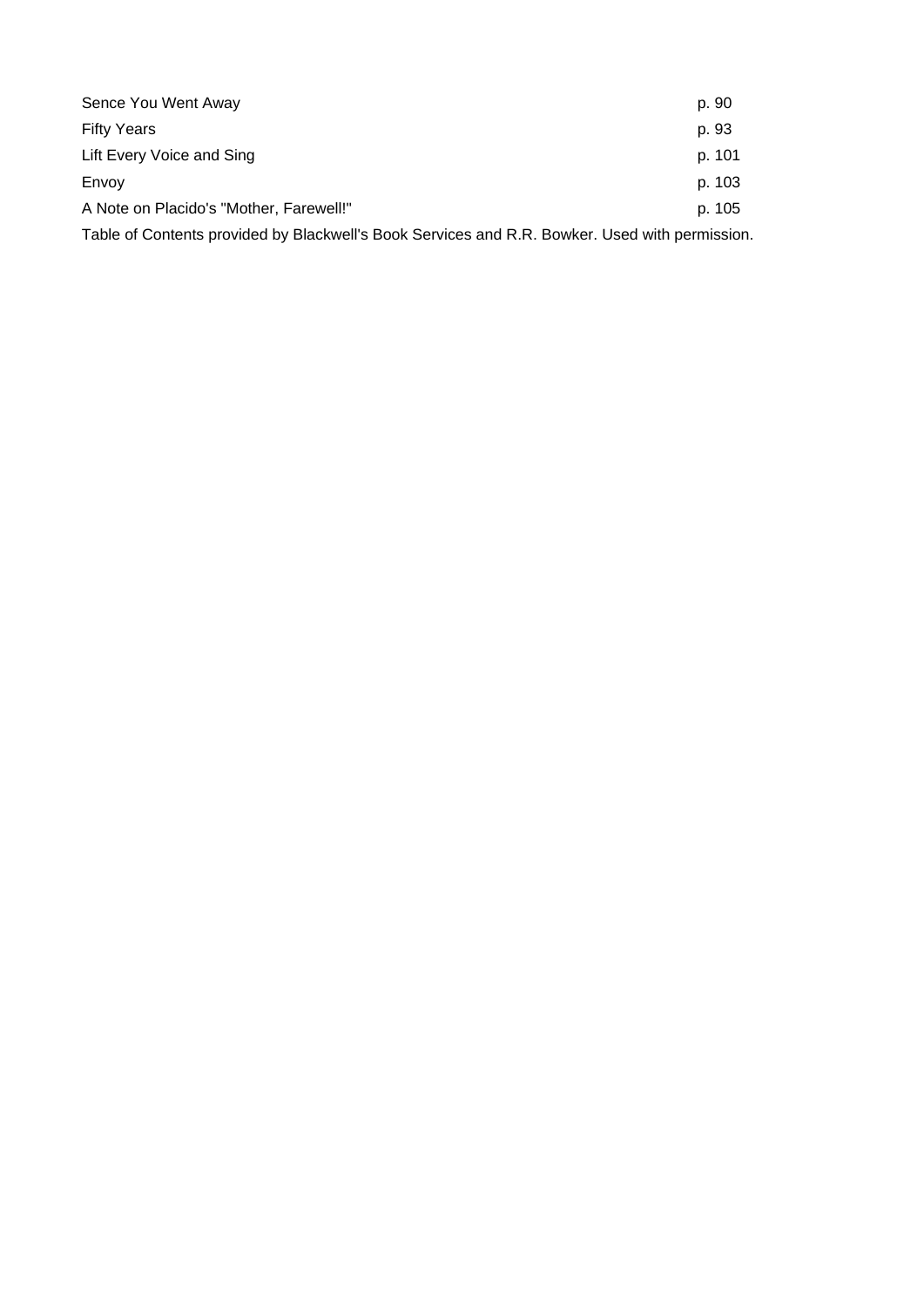| | |
|---|---|
| Sence You Went Away | p. 90 |
| Fifty Years | p. 93 |
| Lift Every Voice and Sing | p. 101 |
| Envoy | p. 103 |
| A Note on Placido's "Mother, Farewell!" | p. 105 |

Table of Contents provided by Blackwell's Book Services and R.R. Bowker. Used with permission.